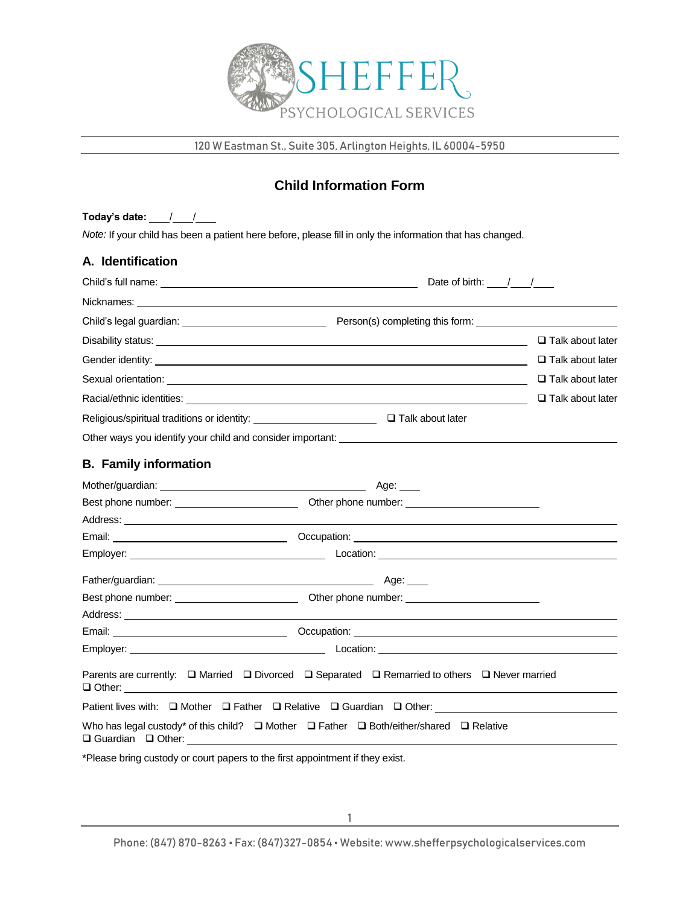SHEFFER
PSYCHOLOGICAL SERVICES

120 W Eastman St., Suite 305, Arlington Heights, IL 60004-5950

# Child Information Form

**Today's date:** ___/___/___

*Note:* If your child has been a patient here before, please fill in only the information that has changed.

## A. Identification

Child's full name: ______________________________ Date of birth: ___/___/___

Nicknames: ______________________________

Child's legal guardian: ______________________ Person(s) completing this form: ______________________

Disability status: ______________________________ ❑ Talk about later

Gender identity: ______________________________ ❑ Talk about later

Sexual orientation: ______________________________ ❑ Talk about later

Racial/ethnic identities: ______________________________ ❑ Talk about later

Religious/spiritual traditions or identity: ______________________ ❑ Talk about later

Other ways you identify your child and consider important: ______________________________

## B. Family information

Mother/guardian: ______________________________ Age: ____

Best phone number: ______________________ Other phone number: ______________________

Address: ______________________________

Email: ______________________ Occupation: ______________________

Employer: ______________________ Location: ______________________

Father/guardian: ______________________________ Age: ____

Best phone number: ______________________ Other phone number: ______________________

Address: ______________________________

Email: ______________________ Occupation: ______________________

Employer: ______________________ Location: ______________________

Parents are currently: ❑ Married ❑ Divorced ❑ Separated ❑ Remarried to others ❑ Never married
❑ Other: ______________________________

Patient lives with: ❑ Mother ❑ Father ❑ Relative ❑ Guardian ❑ Other: ______________________

Who has legal custody* of this child? ❑ Mother ❑ Father ❑ Both/either/shared ❑ Relative
❑ Guardian ❑ Other: ______________________________

*Please bring custody or court papers to the first appointment if they exist.

Phone: (847) 870-8263 ▪ Fax: (847)327-0854 ▪ Website: www.shefferpsychologicalservices.com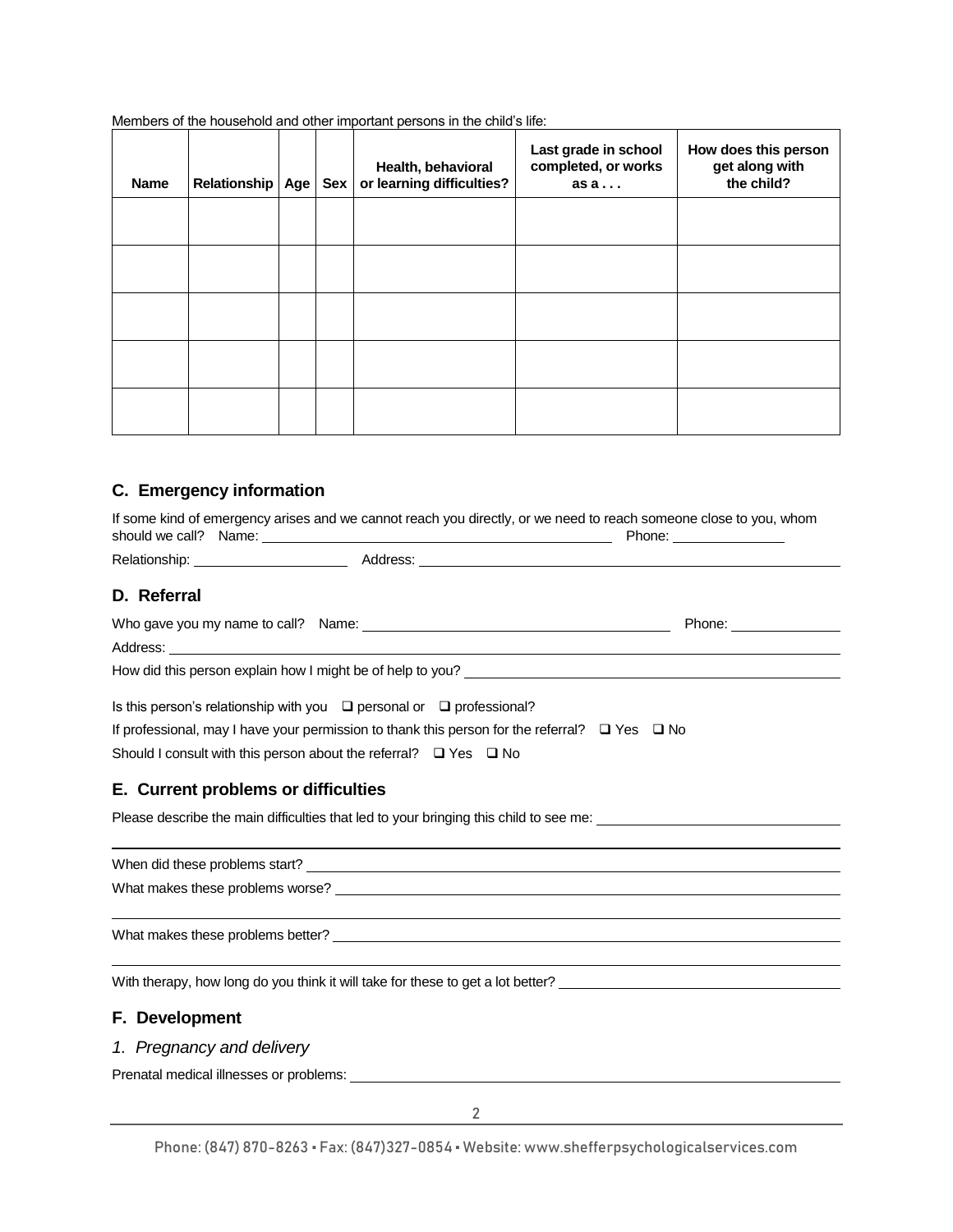Members of the household and other important persons in the child's life:

| Name | Relationship | Age | Sex | Health, behavioral or learning difficulties? | Last grade in school completed, or works as a . . . | How does this person get along with the child? |
|---|---|---|---|---|---|---|
| | | | | | | |
| | | | | | | |
| | | | | | | |
| | | | | | | |
| | | | | | | |

## C. Emergency information

If some kind of emergency arises and we cannot reach you directly, or we need to reach someone close to you, whom should we call? Name: ______________________________ Phone: ______________

Relationship: ____________________ Address: ______________________________

## D. Referral

Who gave you my name to call? Name: ______________________________ Phone: ______________

Address: ______________________________

How did this person explain how I might be of help to you? ______________________________

Is this person's relationship with you ❑ personal or ❑ professional?

If professional, may I have your permission to thank this person for the referral? ❑ Yes ❑ No

Should I consult with this person about the referral? ❑ Yes ❑ No

## E. Current problems or difficulties

Please describe the main difficulties that led to your bringing this child to see me: ______________________________

______________________________

When did these problems start? ______________________________

What makes these problems worse? ______________________________

______________________________

What makes these problems better? ______________________________

______________________________

With therapy, how long do you think it will take for these to get a lot better? ______________________________

## F. Development

### *1. Pregnancy and delivery*

Prenatal medical illnesses or problems: ______________________________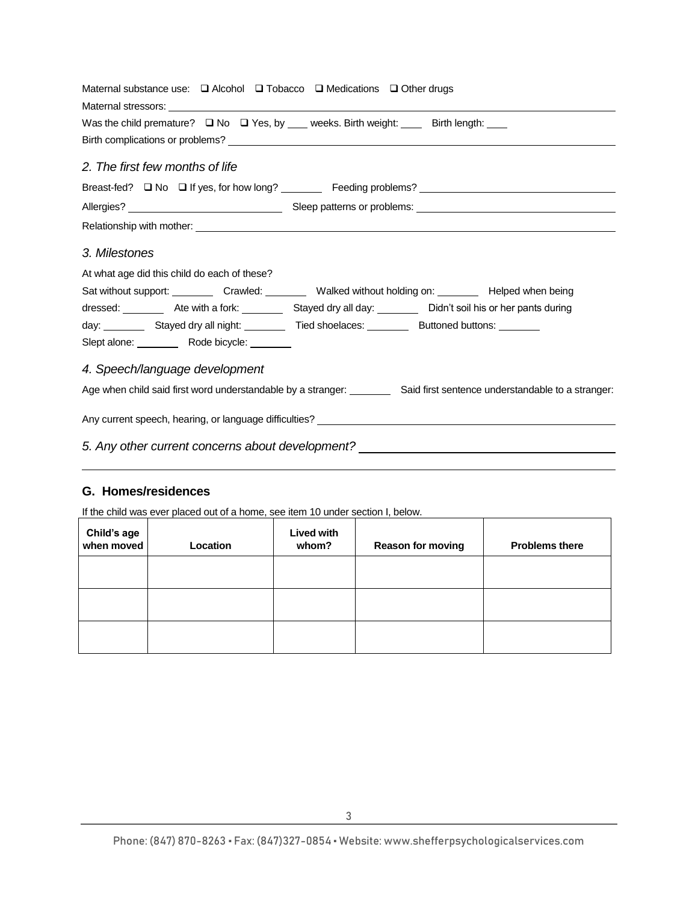Maternal substance use: ❑ Alcohol ❑ Tobacco ❑ Medications ❑ Other drugs

Maternal stressors: \_\_\_\_\_\_\_\_\_\_\_\_\_\_\_\_\_\_\_\_\_\_\_\_\_\_\_\_\_\_\_\_\_\_\_\_\_\_\_\_

Was the child premature? ❑ No ❑ Yes, by \_\_\_\_ weeks. Birth weight: \_\_\_\_ Birth length: \_\_\_\_

Birth complications or problems? \_\_\_\_\_\_\_\_\_\_\_\_\_\_\_\_\_\_\_\_\_\_\_\_\_\_\_\_\_\_\_\_\_\_\_\_\_\_\_\_

### *2. The first few months of life*

Breast-fed? ❑ No ❑ If yes, for how long? \_\_\_\_\_\_\_\_ Feeding problems? \_\_\_\_\_\_\_\_\_\_\_\_\_\_\_\_\_\_\_\_\_\_\_\_

Allergies? \_\_\_\_\_\_\_\_\_\_\_\_\_\_\_\_\_\_\_\_\_\_\_\_ Sleep patterns or problems: \_\_\_\_\_\_\_\_\_\_\_\_\_\_\_\_\_\_\_\_\_\_\_\_

Relationship with mother: \_\_\_\_\_\_\_\_\_\_\_\_\_\_\_\_\_\_\_\_\_\_\_\_\_\_\_\_\_\_\_\_\_\_\_\_\_\_\_\_

### *3. Milestones*

At what age did this child do each of these?

Sat without support: \_\_\_\_\_\_\_\_ Crawled: \_\_\_\_\_\_\_\_ Walked without holding on: \_\_\_\_\_\_\_\_ Helped when being dressed: \_\_\_\_\_\_\_\_ Ate with a fork: \_\_\_\_\_\_\_\_ Stayed dry all day: \_\_\_\_\_\_\_\_ Didn't soil his or her pants during day: \_\_\_\_\_\_\_\_ Stayed dry all night: \_\_\_\_\_\_\_\_ Tied shoelaces: \_\_\_\_\_\_\_\_ Buttoned buttons: \_\_\_\_\_\_\_\_ Slept alone: \_\_\_\_\_\_\_\_ Rode bicycle: \_\_\_\_\_\_\_\_

### *4. Speech/language development*

Age when child said first word understandable by a stranger: \_\_\_\_\_\_\_\_ Said first sentence understandable to a stranger:

Any current speech, hearing, or language difficulties? \_\_\_\_\_\_\_\_\_\_\_\_\_\_\_\_\_\_\_\_\_\_\_\_\_\_\_\_\_\_\_\_\_\_\_\_\_\_\_\_

### *5. Any other current concerns about development?* \_\_\_\_\_\_\_\_\_\_\_\_\_\_\_\_\_\_\_\_\_\_\_\_

## G. Homes/residences

If the child was ever placed out of a home, see item 10 under section I, below.

| Child's age when moved | Location | Lived with whom? | Reason for moving | Problems there |
|---|---|---|---|---|
| | | | | |
| | | | | |
| | | | | |

Phone: (847) 870-8263 ▪ Fax: (847)327-0854 ▪ Website: www.shefferpsychologicalservices.com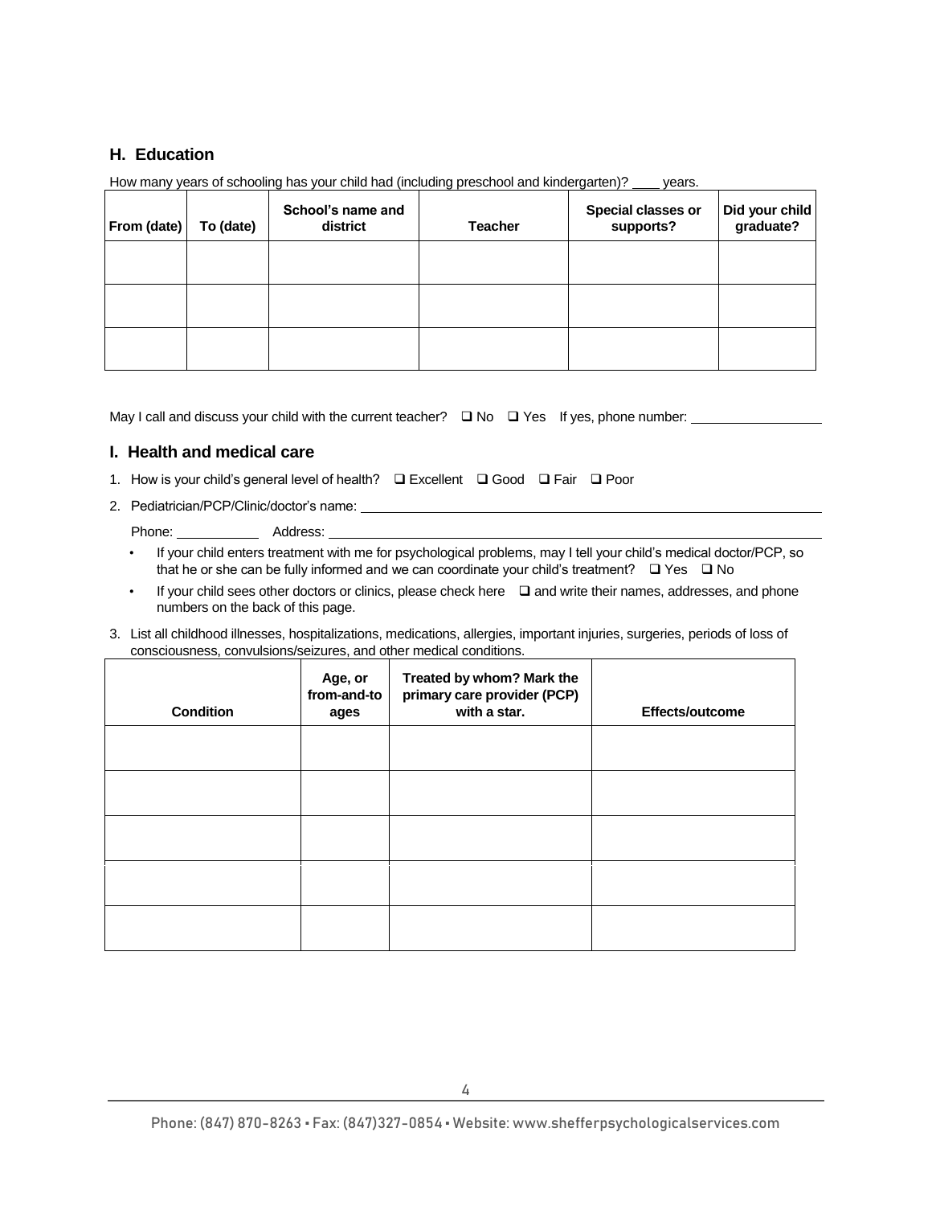## H. Education

How many years of schooling has your child had (including preschool and kindergarten)? ____ years.

| From (date) | To (date) | School's name and district | Teacher | Special classes or supports? | Did your child graduate? |
|---|---|---|---|---|---|
| | | | | | |
| | | | | | |
| | | | | | |

May I call and discuss your child with the current teacher? ❑ No ❑ Yes If yes, phone number: __________________

## I. Health and medical care

1. How is your child's general level of health? ❑ Excellent ❑ Good ❑ Fair ❑ Poor
2. Pediatrician/PCP/Clinic/doctor's name: ________________________________________________

   Phone: ___________ Address: ________________________________________________

   - If your child enters treatment with me for psychological problems, may I tell your child's medical doctor/PCP, so that he or she can be fully informed and we can coordinate your child's treatment? ❑ Yes ❑ No
   - If your child sees other doctors or clinics, please check here ❑ and write their names, addresses, and phone numbers on the back of this page.
3. List all childhood illnesses, hospitalizations, medications, allergies, important injuries, surgeries, periods of loss of consciousness, convulsions/seizures, and other medical conditions.

| Condition | Age, or from-and-to ages | Treated by whom? Mark the primary care provider (PCP) with a star. | Effects/outcome |
|---|---|---|---|
| | | | |
| | | | |
| | | | |
| | | | |
| | | | |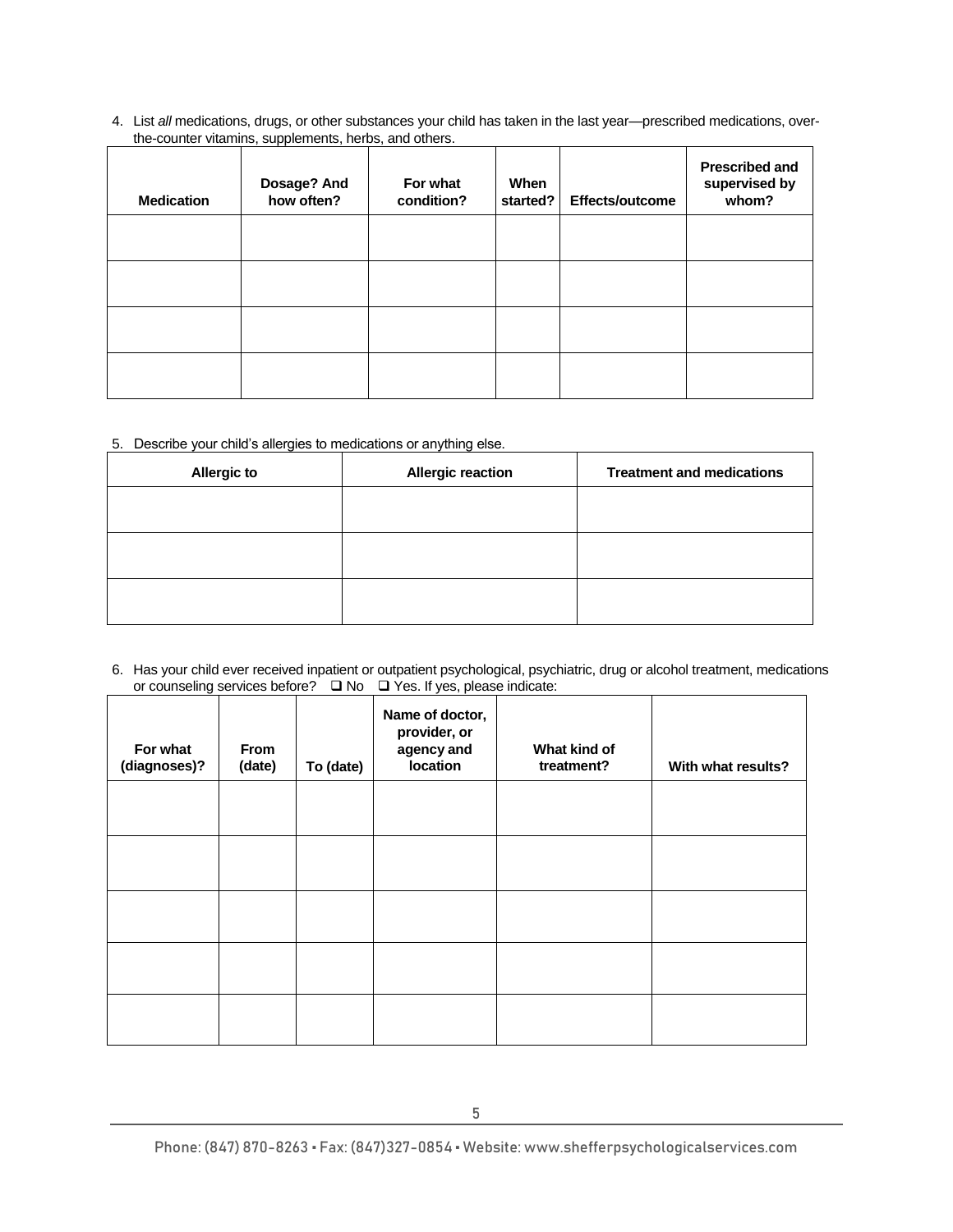4. List *all* medications, drugs, or other substances your child has taken in the last year—prescribed medications, over-the-counter vitamins, supplements, herbs, and others.

| Medication | Dosage? And how often? | For what condition? | When started? | Effects/outcome | Prescribed and supervised by whom? |
|---|---|---|---|---|---|
| | | | | | |
| | | | | | |
| | | | | | |
| | | | | | |

5. Describe your child's allergies to medications or anything else.

| Allergic to | Allergic reaction | Treatment and medications |
|---|---|---|
| | | |
| | | |
| | | |

6. Has your child ever received inpatient or outpatient psychological, psychiatric, drug or alcohol treatment, medications or counseling services before? ❑ No ❑ Yes. If yes, please indicate:

| For what (diagnoses)? | From (date) | To (date) | Name of doctor, provider, or agency and location | What kind of treatment? | With what results? |
|---|---|---|---|---|---|
| | | | | | |
| | | | | | |
| | | | | | |
| | | | | | |
| | | | | | |

Phone: (847) 870-8263 ▪ Fax: (847)327-0854 ▪ Website: www.shefferpsychologicalservices.com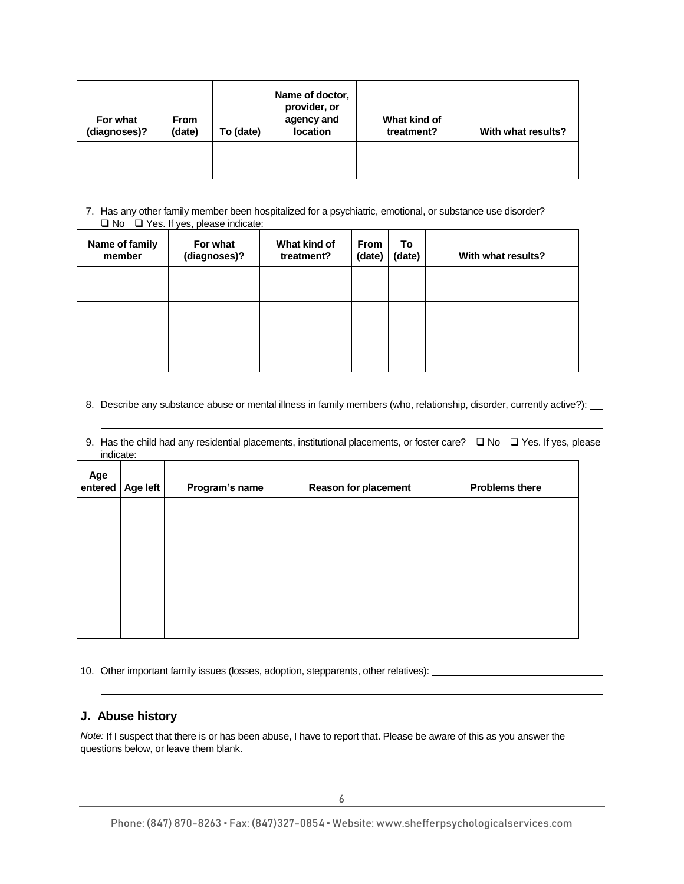| For what (diagnoses)? | From (date) | To (date) | Name of doctor, provider, or agency and location | What kind of treatment? | With what results? |
|---|---|---|---|---|---|
| | | | | | |

7. Has any other family member been hospitalized for a psychiatric, emotional, or substance use disorder?
   ❑ No ❑ Yes. If yes, please indicate:

| Name of family member | For what (diagnoses)? | What kind of treatment? | From (date) | To (date) | With what results? |
|---|---|---|---|---|---|
| | | | | | |
| | | | | | |
| | | | | | |

8. Describe any substance abuse or mental illness in family members (who, relationship, disorder, currently active?): ___

9. Has the child had any residential placements, institutional placements, or foster care? ❑ No ❑ Yes. If yes, please indicate:

| Age entered | Age left | Program's name | Reason for placement | Problems there |
|---|---|---|---|---|
| | | | | |
| | | | | |
| | | | | |
| | | | | |

10. Other important family issues (losses, adoption, stepparents, other relatives): ___

## J. Abuse history

*Note:* If I suspect that there is or has been abuse, I have to report that. Please be aware of this as you answer the questions below, or leave them blank.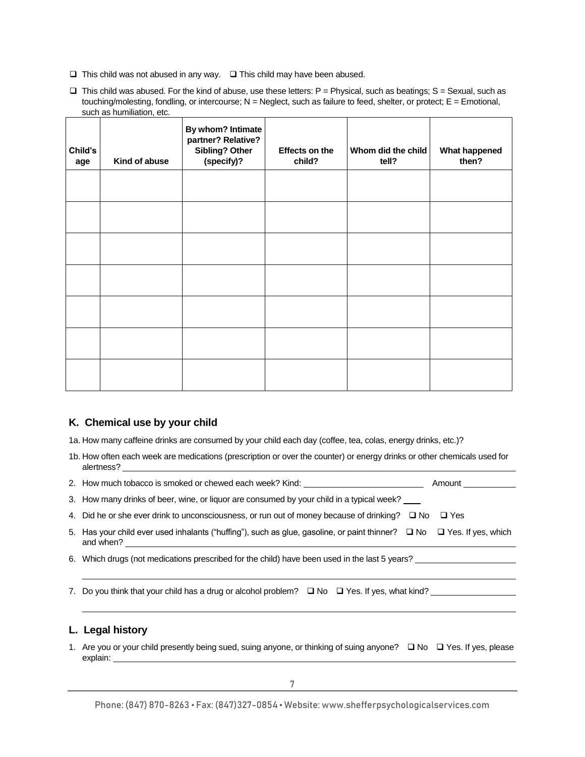❑ This child was not abused in any way. ❑ This child may have been abused.

❑ This child was abused. For the kind of abuse, use these letters: P = Physical, such as beatings; S = Sexual, such as touching/molesting, fondling, or intercourse; N = Neglect, such as failure to feed, shelter, or protect; E = Emotional, such as humiliation, etc.

| Child's age | Kind of abuse | By whom? Intimate partner? Relative? Sibling? Other (specify)? | Effects on the child? | Whom did the child tell? | What happened then? |
|---|---|---|---|---|---|
| | | | | | |
| | | | | | |
| | | | | | |
| | | | | | |
| | | | | | |
| | | | | | |
| | | | | | |

## K. Chemical use by your child

1a. How many caffeine drinks are consumed by your child each day (coffee, tea, colas, energy drinks, etc.)?

1b. How often each week are medications (prescription or over the counter) or energy drinks or other chemicals used for alertness? ____________________

2. How much tobacco is smoked or chewed each week? Kind: ____________________ Amount ____________

3. How many drinks of beer, wine, or liquor are consumed by your child in a typical week? ____

4. Did he or she ever drink to unconsciousness, or run out of money because of drinking? ❑ No ❑ Yes

5. Has your child ever used inhalants ("huffing"), such as glue, gasoline, or paint thinner? ❑ No ❑ Yes. If yes, which and when? ____________________

6. Which drugs (not medications prescribed for the child) have been used in the last 5 years? ____________________

7. Do you think that your child has a drug or alcohol problem? ❑ No ❑ Yes. If yes, what kind? ____________________

## L. Legal history

1. Are you or your child presently being sued, suing anyone, or thinking of suing anyone? ❑ No ❑ Yes. If yes, please explain: ____________________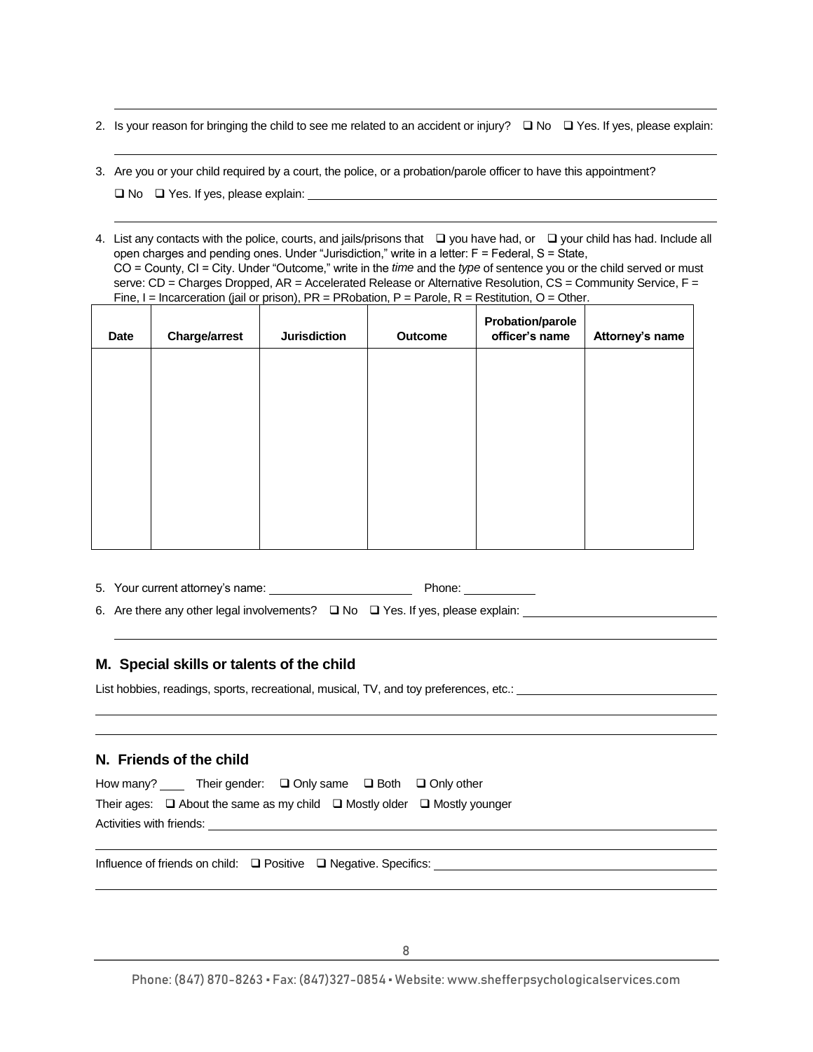2. Is your reason for bringing the child to see me related to an accident or injury? ❑ No ❑ Yes. If yes, please explain:

3. Are you or your child required by a court, the police, or a probation/parole officer to have this appointment?

   ❑ No ❑ Yes. If yes, please explain: \_\_\_\_\_\_\_\_\_\_\_\_\_\_\_\_\_\_\_\_\_\_\_\_\_\_\_\_\_\_\_\_\_\_\_\_\_\_\_\_

4. List any contacts with the police, courts, and jails/prisons that ❑ you have had, or ❑ your child has had. Include all open charges and pending ones. Under "Jurisdiction," write in a letter: F = Federal, S = State, CO = County, CI = City. Under "Outcome," write in the *time* and the *type* of sentence you or the child served or must serve: CD = Charges Dropped, AR = Accelerated Release or Alternative Resolution, CS = Community Service, F = Fine, I = Incarceration (jail or prison), PR = PRobation, P = Parole, R = Restitution, O = Other.

| Date | Charge/arrest | Jurisdiction | Outcome | Probation/parole officer's name | Attorney's name |
|---|---|---|---|---|---|
| | | | | | |

5. Your current attorney's name: \_\_\_\_\_\_\_\_\_\_\_\_\_\_\_\_\_\_\_\_ Phone: \_\_\_\_\_\_\_\_\_\_

6. Are there any other legal involvements? ❑ No ❑ Yes. If yes, please explain: \_\_\_\_\_\_\_\_\_\_\_\_\_\_\_\_\_\_\_\_

## M. Special skills or talents of the child

List hobbies, readings, sports, recreational, musical, TV, and toy preferences, etc.: \_\_\_\_\_\_\_\_\_\_\_\_\_\_\_\_\_\_\_\_

## N. Friends of the child

How many? \_\_\_\_ Their gender: ❑ Only same ❑ Both ❑ Only other

Their ages: ❑ About the same as my child ❑ Mostly older ❑ Mostly younger

Activities with friends: \_\_\_\_\_\_\_\_\_\_\_\_\_\_\_\_\_\_\_\_\_\_\_\_\_\_\_\_\_\_\_\_\_\_\_\_\_\_\_\_

Influence of friends on child: ❑ Positive ❑ Negative. Specifics: \_\_\_\_\_\_\_\_\_\_\_\_\_\_\_\_\_\_\_\_

Phone: (847) 870-8263 ▪ Fax: (847)327-0854 ▪ Website: www.shefferpsychologicalservices.com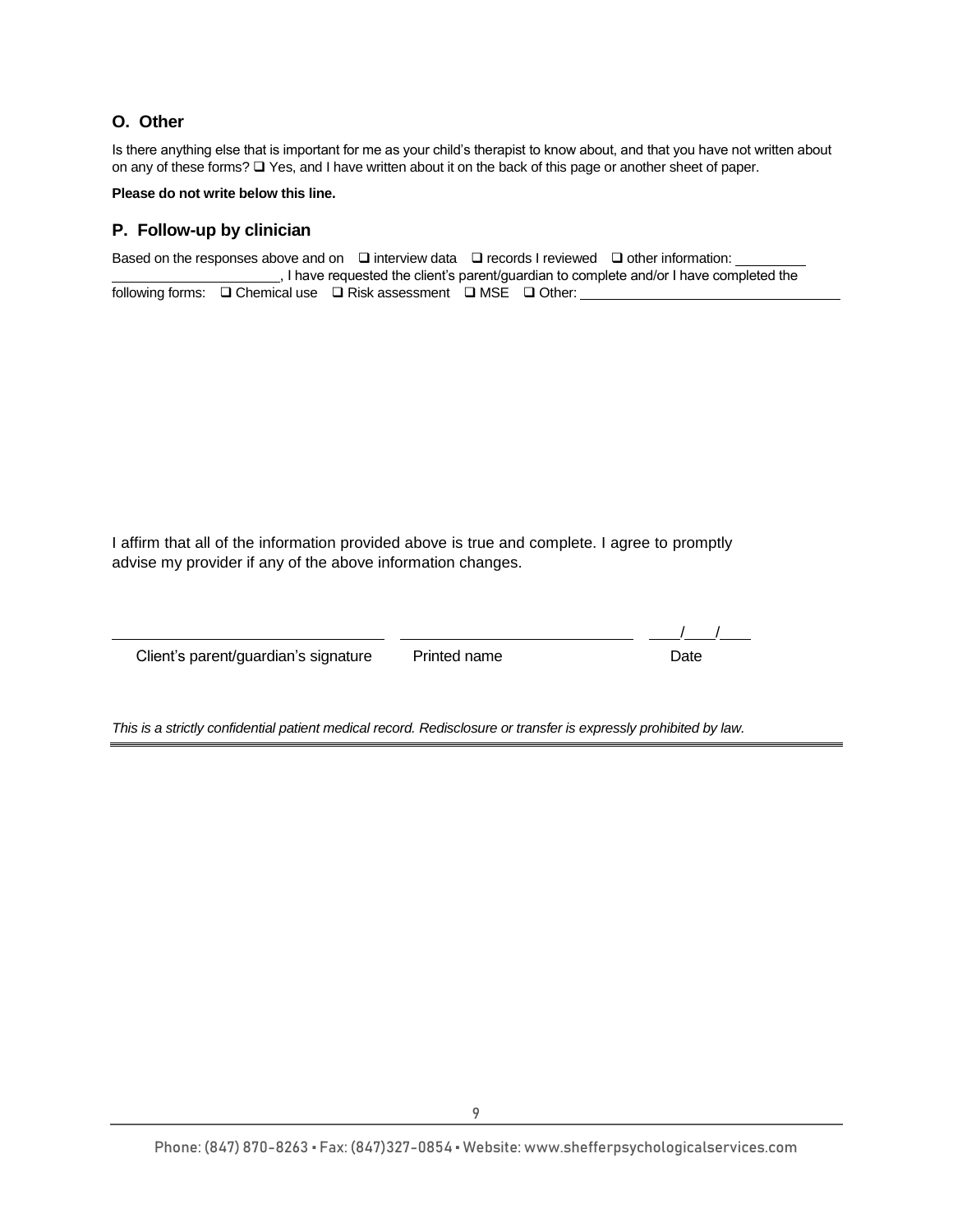## O. Other

Is there anything else that is important for me as your child's therapist to know about, and that you have not written about on any of these forms? ❑ Yes, and I have written about it on the back of this page or another sheet of paper.

**Please do not write below this line.**

## P. Follow-up by clinician

Based on the responses above and on ❑ interview data ❑ records I reviewed ❑ other information: __________ ______________________, I have requested the client's parent/guardian to complete and/or I have completed the following forms: ❑ Chemical use ❑ Risk assessment ❑ MSE ❑ Other: ____________________________________

I affirm that all of the information provided above is true and complete. I agree to promptly advise my provider if any of the above information changes.

| | | |
|---|---|---|
| ________________________________ | ____________________________ | ____/____/____ |
| Client's parent/guardian's signature | Printed name | Date |

*This is a strictly confidential patient medical record. Redisclosure or transfer is expressly prohibited by law.*

Phone: (847) 870-8263 ▪ Fax: (847)327-0854 ▪ Website: www.shefferpsychologicalservices.com